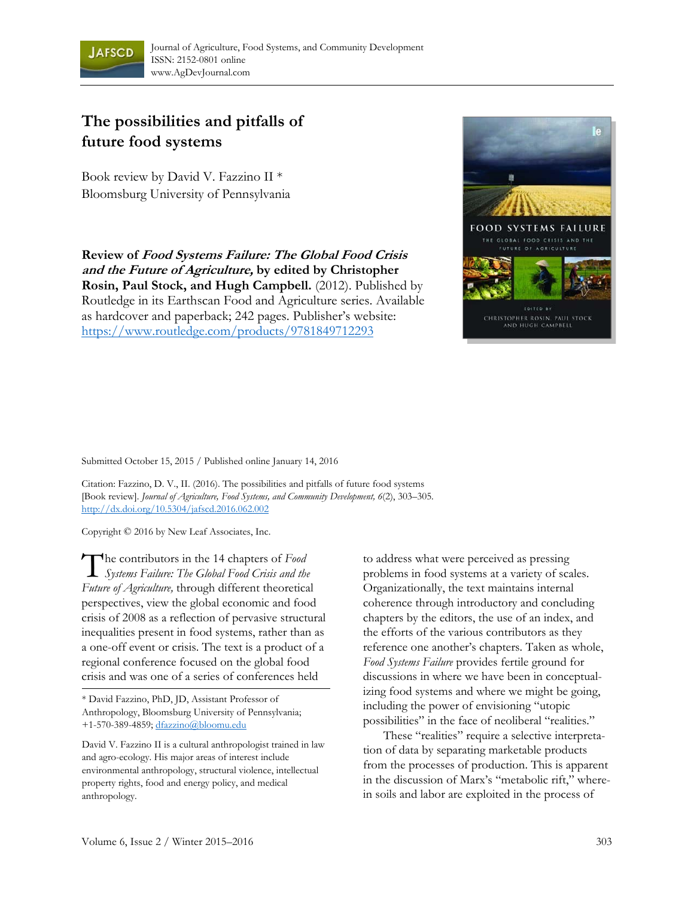Journal of Agriculture, Food Systems, and Community Development
ISSN: 2152-0801 online
www.AgDevJournal.com

# The possibilities and pitfalls of future food systems

Book review by David V. Fazzino II *
Bloomsburg University of Pennsylvania

**Review of *Food Systems Failure: The Global Food Crisis and the Future of Agriculture,* by edited by Christopher Rosin, Paul Stock, and Hugh Campbell.** (2012). Published by Routledge in its Earthscan Food and Agriculture series. Available as hardcover and paperback; 242 pages. Publisher's website: https://www.routledge.com/products/9781849712293

Submitted October 15, 2015 / Published online January 14, 2016

Citation: Fazzino, D. V., II. (2016). The possibilities and pitfalls of future food systems [Book review]. *Journal of Agriculture, Food Systems, and Community Development, 6*(2), 303–305. http://dx.doi.org/10.5304/jafscd.2016.062.002

Copyright © 2016 by New Leaf Associates, Inc.

The contributors in the 14 chapters of *Food Systems Failure: The Global Food Crisis and the Future of Agriculture,* through different theoretical perspectives, view the global economic and food crisis of 2008 as a reflection of pervasive structural inequalities present in food systems, rather than as a one-off event or crisis. The text is a product of a regional conference focused on the global food crisis and was one of a series of conferences held to address what were perceived as pressing problems in food systems at a variety of scales. Organizationally, the text maintains internal coherence through introductory and concluding chapters by the editors, the use of an index, and the efforts of the various contributors as they reference one another's chapters. Taken as whole, *Food Systems Failure* provides fertile ground for discussions in where we have been in conceptualizing food systems and where we might be going, including the power of envisioning "utopic possibilities" in the face of neoliberal "realities."

These "realities" require a selective interpretation of data by separating marketable products from the processes of production. This is apparent in the discussion of Marx's "metabolic rift," wherein soils and labor are exploited in the process of

---

* David Fazzino, PhD, JD, Assistant Professor of Anthropology, Bloomsburg University of Pennsylvania; +1-570-389-4859; dfazzino@bloomu.edu

David V. Fazzino II is a cultural anthropologist trained in law and agro-ecology. His major areas of interest include environmental anthropology, structural violence, intellectual property rights, food and energy policy, and medical anthropology.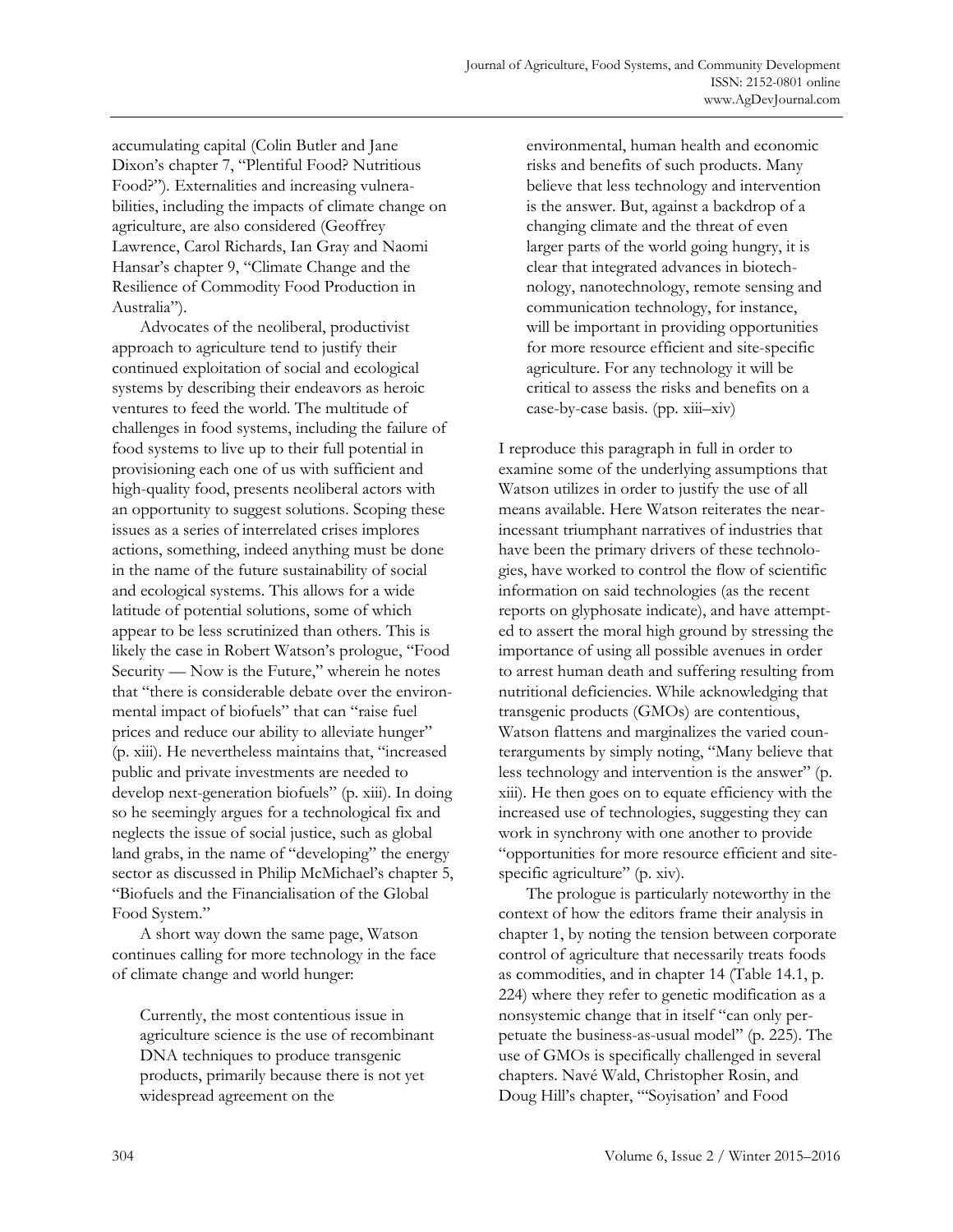accumulating capital (Colin Butler and Jane Dixon's chapter 7, "Plentiful Food? Nutritious Food?"). Externalities and increasing vulnerabilities, including the impacts of climate change on agriculture, are also considered (Geoffrey Lawrence, Carol Richards, Ian Gray and Naomi Hansar's chapter 9, "Climate Change and the Resilience of Commodity Food Production in Australia").

Advocates of the neoliberal, productivist approach to agriculture tend to justify their continued exploitation of social and ecological systems by describing their endeavors as heroic ventures to feed the world. The multitude of challenges in food systems, including the failure of food systems to live up to their full potential in provisioning each one of us with sufficient and high-quality food, presents neoliberal actors with an opportunity to suggest solutions. Scoping these issues as a series of interrelated crises implores actions, something, indeed anything must be done in the name of the future sustainability of social and ecological systems. This allows for a wide latitude of potential solutions, some of which appear to be less scrutinized than others. This is likely the case in Robert Watson's prologue, "Food Security — Now is the Future," wherein he notes that "there is considerable debate over the environmental impact of biofuels" that can "raise fuel prices and reduce our ability to alleviate hunger" (p. xiii). He nevertheless maintains that, "increased public and private investments are needed to develop next-generation biofuels" (p. xiii). In doing so he seemingly argues for a technological fix and neglects the issue of social justice, such as global land grabs, in the name of "developing" the energy sector as discussed in Philip McMichael's chapter 5, "Biofuels and the Financialisation of the Global Food System."

A short way down the same page, Watson continues calling for more technology in the face of climate change and world hunger:

> Currently, the most contentious issue in agriculture science is the use of recombinant DNA techniques to produce transgenic products, primarily because there is not yet widespread agreement on the environmental, human health and economic risks and benefits of such products. Many believe that less technology and intervention is the answer. But, against a backdrop of a changing climate and the threat of even larger parts of the world going hungry, it is clear that integrated advances in biotechnology, nanotechnology, remote sensing and communication technology, for instance, will be important in providing opportunities for more resource efficient and site-specific agriculture. For any technology it will be critical to assess the risks and benefits on a case-by-case basis. (pp. xiii–xiv)

I reproduce this paragraph in full in order to examine some of the underlying assumptions that Watson utilizes in order to justify the use of all means available. Here Watson reiterates the near-incessant triumphant narratives of industries that have been the primary drivers of these technologies, have worked to control the flow of scientific information on said technologies (as the recent reports on glyphosate indicate), and have attempted to assert the moral high ground by stressing the importance of using all possible avenues in order to arrest human death and suffering resulting from nutritional deficiencies. While acknowledging that transgenic products (GMOs) are contentious, Watson flattens and marginalizes the varied counterarguments by simply noting, "Many believe that less technology and intervention is the answer" (p. xiii). He then goes on to equate efficiency with the increased use of technologies, suggesting they can work in synchrony with one another to provide "opportunities for more resource efficient and site-specific agriculture" (p. xiv).

The prologue is particularly noteworthy in the context of how the editors frame their analysis in chapter 1, by noting the tension between corporate control of agriculture that necessarily treats foods as commodities, and in chapter 14 (Table 14.1, p. 224) where they refer to genetic modification as a nonsystemic change that in itself "can only perpetuate the business-as-usual model" (p. 225). The use of GMOs is specifically challenged in several chapters. Navé Wald, Christopher Rosin, and Doug Hill's chapter, "'Soyisation' and Food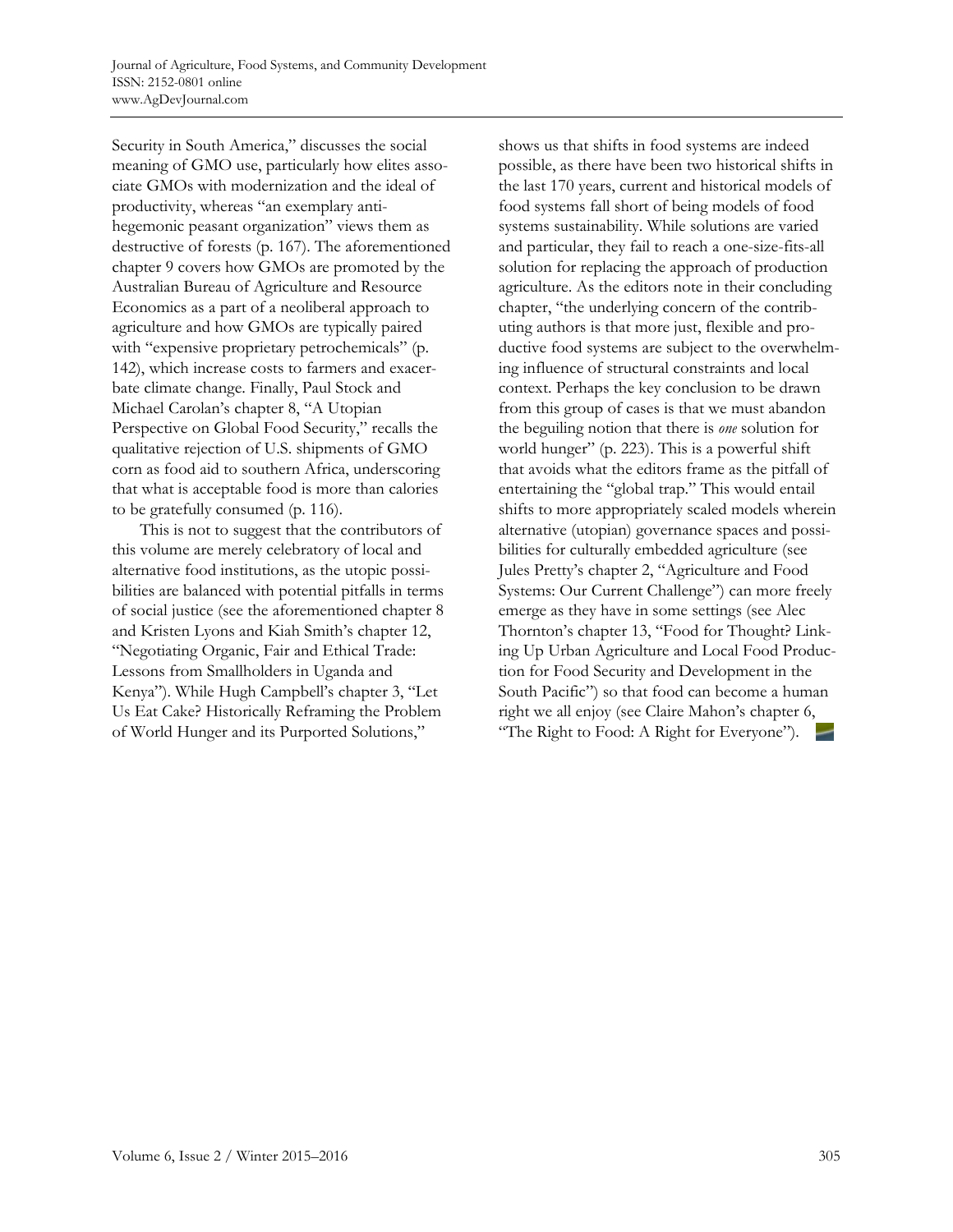Security in South America," discusses the social meaning of GMO use, particularly how elites associate GMOs with modernization and the ideal of productivity, whereas "an exemplary anti-hegemonic peasant organization" views them as destructive of forests (p. 167). The aforementioned chapter 9 covers how GMOs are promoted by the Australian Bureau of Agriculture and Resource Economics as a part of a neoliberal approach to agriculture and how GMOs are typically paired with "expensive proprietary petrochemicals" (p. 142), which increase costs to farmers and exacerbate climate change. Finally, Paul Stock and Michael Carolan's chapter 8, "A Utopian Perspective on Global Food Security," recalls the qualitative rejection of U.S. shipments of GMO corn as food aid to southern Africa, underscoring that what is acceptable food is more than calories to be gratefully consumed (p. 116).

This is not to suggest that the contributors of this volume are merely celebratory of local and alternative food institutions, as the utopic possibilities are balanced with potential pitfalls in terms of social justice (see the aforementioned chapter 8 and Kristen Lyons and Kiah Smith's chapter 12, "Negotiating Organic, Fair and Ethical Trade: Lessons from Smallholders in Uganda and Kenya"). While Hugh Campbell's chapter 3, "Let Us Eat Cake? Historically Reframing the Problem of World Hunger and its Purported Solutions," shows us that shifts in food systems are indeed possible, as there have been two historical shifts in the last 170 years, current and historical models of food systems fall short of being models of food systems sustainability. While solutions are varied and particular, they fail to reach a one-size-fits-all solution for replacing the approach of production agriculture. As the editors note in their concluding chapter, "the underlying concern of the contributing authors is that more just, flexible and productive food systems are subject to the overwhelming influence of structural constraints and local context. Perhaps the key conclusion to be drawn from this group of cases is that we must abandon the beguiling notion that there is *one* solution for world hunger" (p. 223). This is a powerful shift that avoids what the editors frame as the pitfall of entertaining the "global trap." This would entail shifts to more appropriately scaled models wherein alternative (utopian) governance spaces and possibilities for culturally embedded agriculture (see Jules Pretty's chapter 2, "Agriculture and Food Systems: Our Current Challenge") can more freely emerge as they have in some settings (see Alec Thornton's chapter 13, "Food for Thought? Linking Up Urban Agriculture and Local Food Production for Food Security and Development in the South Pacific") so that food can become a human right we all enjoy (see Claire Mahon's chapter 6, "The Right to Food: A Right for Everyone").